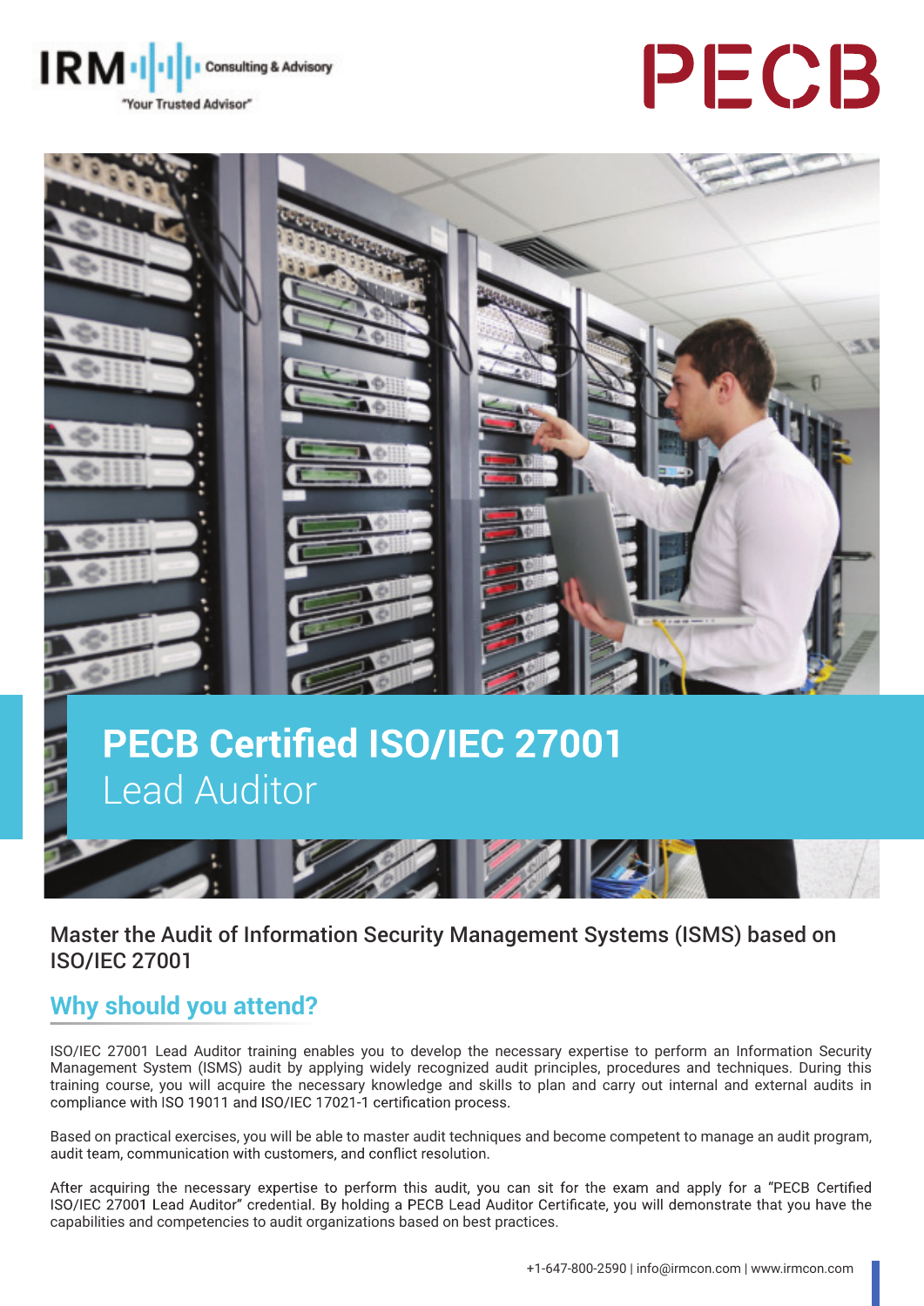# PECB Certified ISO/IEC 27001 Lead Auditor

Master the Audit of Information Security Management Systems (ISMS) based on ISO/IEC 27001

## Why should you attend?

ISO/IEC 27001 Lead Auditor training enables you to develop the necessary expertise to perform an Information Security Management System (ISMS) audit by applying widely recognized audit principles, procedures and techniques. During this training course, you will acquire the necessary knowledge and skills to plan and carry out internal and external audits in compliance with ISO 19011 and ISO/IEC 17021-1 certification process.

Based on practical exercises, you will be able to master audit techniques and become competent to manage an audit program, audit team, communication with customers, and conflict resolution.

After acquiring the necessary expertise to perform this audit, you can sit for the exam and apply for a "PECB Certified ISO/IEC 27001 Lead Auditor" credential. By holding a PECB Lead Auditor Certificate, you will demonstrate that you have the capabilities and competencies to audit organizations based on best practices.

+1-647-800-2590 | info@irmcon.com | www.irmcon.com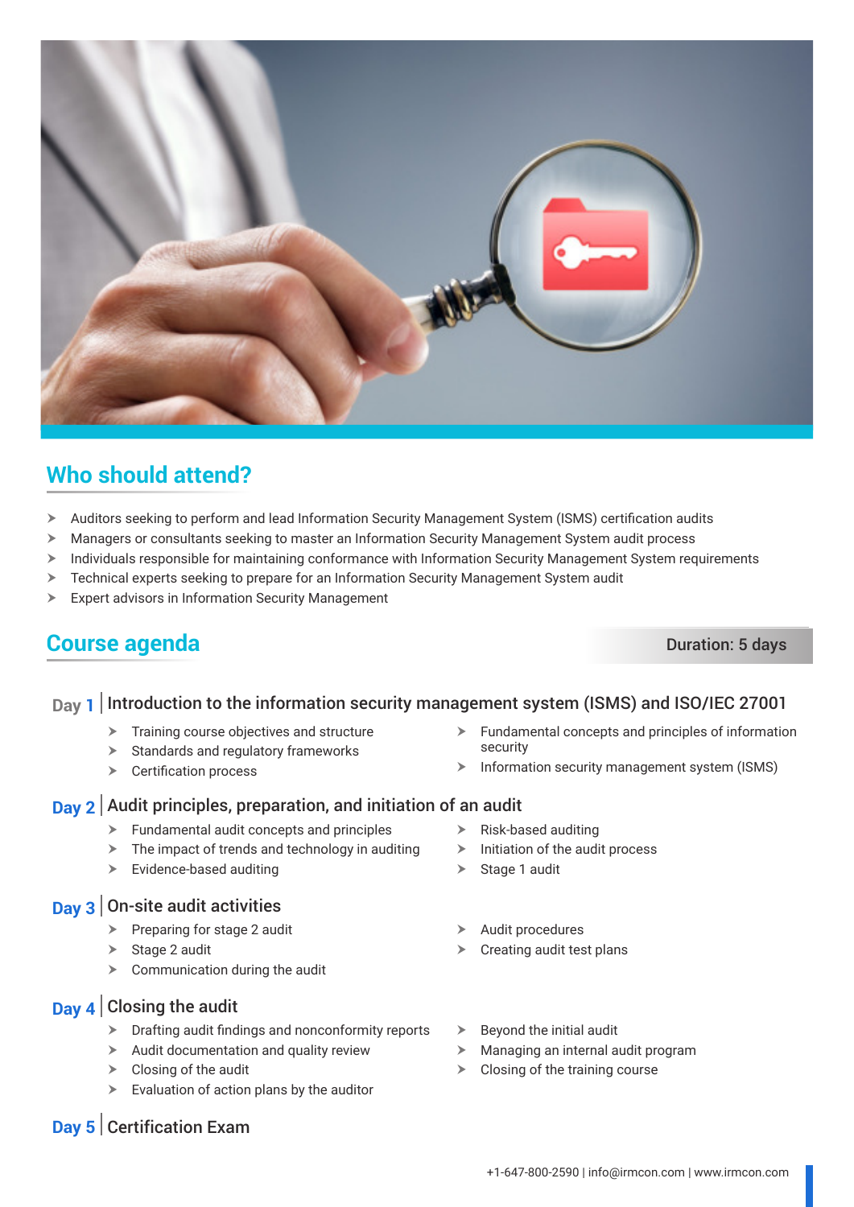## Who should attend?

- Auditors seeking to perform and lead Information Security Management System (ISMS) certification audits
- Managers or consultants seeking to master an Information Security Management System audit process
- Individuals responsible for maintaining conformance with Information Security Management System requirements
- Technical experts seeking to prepare for an Information Security Management System audit
- Expert advisors in Information Security Management

## Course agenda

**Duration: 5 days**

### Day 1 | Introduction to the information security management system (ISMS) and ISO/IEC 27001

- Training course objectives and structure
- Standards and regulatory frameworks
- Certification process
- Fundamental concepts and principles of information security
- Information security management system (ISMS)

### Day 2 | Audit principles, preparation, and initiation of an audit

- Fundamental audit concepts and principles
- The impact of trends and technology in auditing
- Evidence-based auditing
- Risk-based auditing
- Initiation of the audit process
- Stage 1 audit

### Day 3 | On-site audit activities

- Preparing for stage 2 audit
- Stage 2 audit
- Communication during the audit
- Audit procedures
- Creating audit test plans

### Day 4 | Closing the audit

- Drafting audit findings and nonconformity reports
- Audit documentation and quality review
- Closing of the audit
- Evaluation of action plans by the auditor
- Beyond the initial audit
- Managing an internal audit program
- Closing of the training course

### Day 5 | Certification Exam

+1-647-800-2590 | info@irmcon.com | www.irmcon.com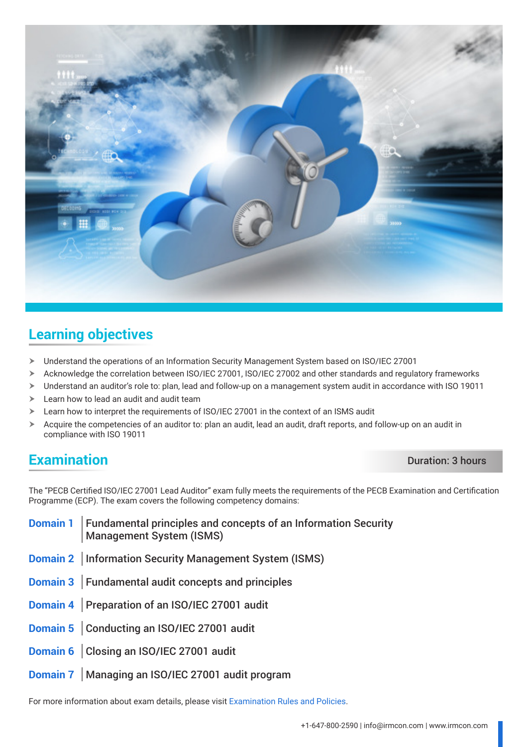## Learning objectives

- Understand the operations of an Information Security Management System based on ISO/IEC 27001
- Acknowledge the correlation between ISO/IEC 27001, ISO/IEC 27002 and other standards and regulatory frameworks
- Understand an auditor's role to: plan, lead and follow-up on a management system audit in accordance with ISO 19011
- Learn how to lead an audit and audit team
- Learn how to interpret the requirements of ISO/IEC 27001 in the context of an ISMS audit
- Acquire the competencies of an auditor to: plan an audit, lead an audit, draft reports, and follow-up on an audit in compliance with ISO 19011

## Examination

**Duration: 3 hours**

The "PECB Certified ISO/IEC 27001 Lead Auditor" exam fully meets the requirements of the PECB Examination and Certification Programme (ECP). The exam covers the following competency domains:

**Domain 1** | Fundamental principles and concepts of an Information Security Management System (ISMS)

**Domain 2** | Information Security Management System (ISMS)

**Domain 3** | Fundamental audit concepts and principles

**Domain 4** | Preparation of an ISO/IEC 27001 audit

**Domain 5** | Conducting an ISO/IEC 27001 audit

**Domain 6** | Closing an ISO/IEC 27001 audit

**Domain 7** | Managing an ISO/IEC 27001 audit program

For more information about exam details, please visit Examination Rules and Policies.

+1-647-800-2590 | info@irmcon.com | www.irmcon.com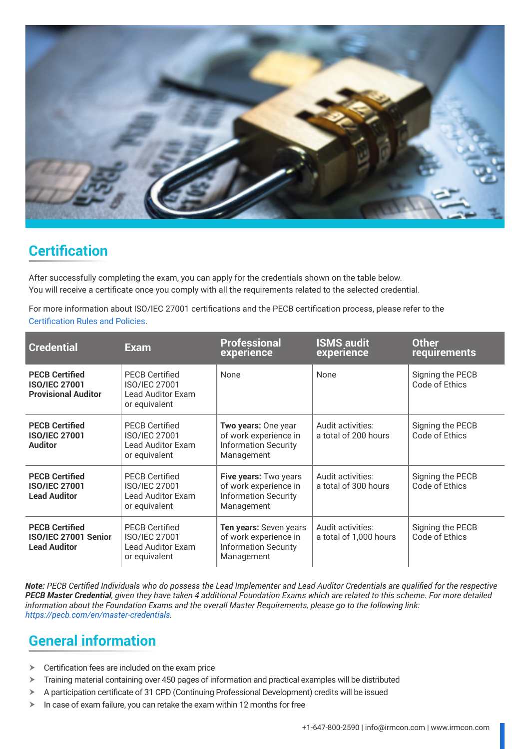## Certification

After successfully completing the exam, you can apply for the credentials shown on the table below.
You will receive a certificate once you comply with all the requirements related to the selected credential.

For more information about ISO/IEC 27001 certifications and the PECB certification process, please refer to the Certification Rules and Policies.

| Credential | Exam | Professional experience | ISMS audit experience | Other requirements |
|---|---|---|---|---|
| **PECB Certified ISO/IEC 27001 Provisional Auditor** | PECB Certified ISO/IEC 27001 Lead Auditor Exam or equivalent | None | None | Signing the PECB Code of Ethics |
| **PECB Certified ISO/IEC 27001 Auditor** | PECB Certified ISO/IEC 27001 Lead Auditor Exam or equivalent | **Two years:** One year of work experience in Information Security Management | Audit activities: a total of 200 hours | Signing the PECB Code of Ethics |
| **PECB Certified ISO/IEC 27001 Lead Auditor** | PECB Certified ISO/IEC 27001 Lead Auditor Exam or equivalent | **Five years:** Two years of work experience in Information Security Management | Audit activities: a total of 300 hours | Signing the PECB Code of Ethics |
| **PECB Certified ISO/IEC 27001 Senior Lead Auditor** | PECB Certified ISO/IEC 27001 Lead Auditor Exam or equivalent | **Ten years:** Seven years of work experience in Information Security Management | Audit activities: a total of 1,000 hours | Signing the PECB Code of Ethics |

***Note:*** *PECB Certified Individuals who do possess the Lead Implementer and Lead Auditor Credentials are qualified for the respective* ***PECB Master Credential****, given they have taken 4 additional Foundation Exams which are related to this scheme. For more detailed information about the Foundation Exams and the overall Master Requirements, please go to the following link:* *https://pecb.com/en/master-credentials.*

## General information

- Certification fees are included on the exam price
- Training material containing over 450 pages of information and practical examples will be distributed
- A participation certificate of 31 CPD (Continuing Professional Development) credits will be issued
- In case of exam failure, you can retake the exam within 12 months for free

+1-647-800-2590 | info@irmcon.com | www.irmcon.com